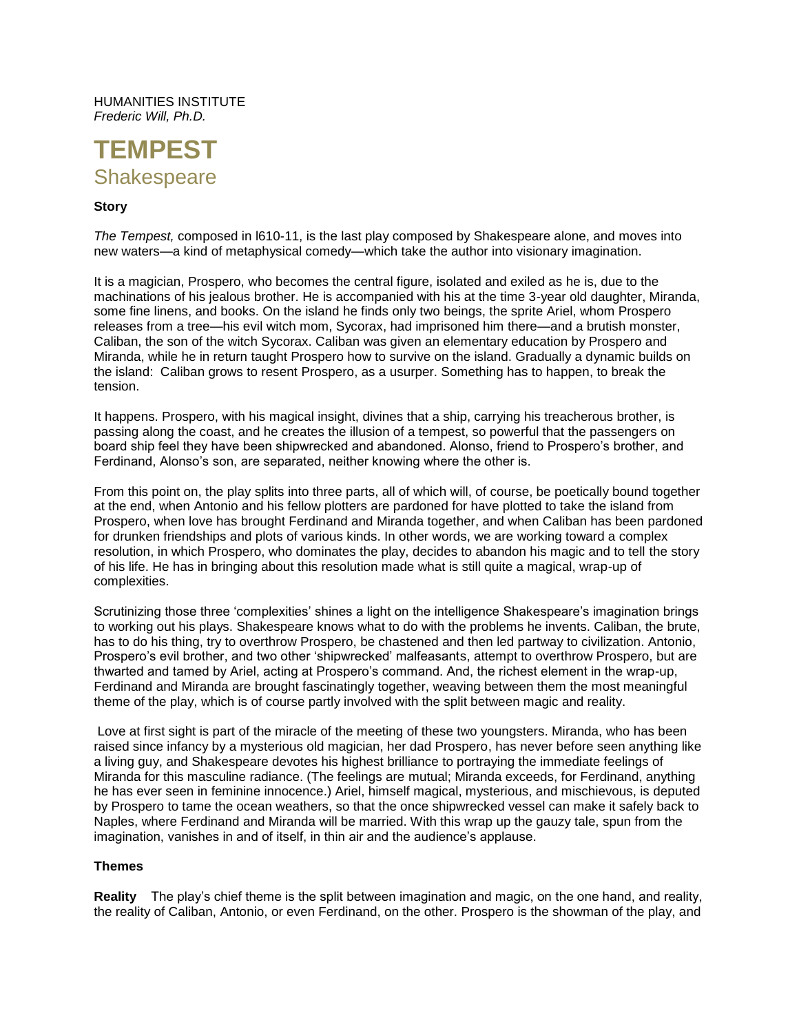HUMANITIES INSTITUTE
*Frederic Will, Ph.D.*

# TEMPEST
## Shakespeare

**Story**

*The Tempest,* composed in l610-11, is the last play composed by Shakespeare alone, and moves into new waters—a kind of metaphysical comedy—which take the author into visionary imagination.

It is a magician, Prospero, who becomes the central figure, isolated and exiled as he is, due to the machinations of his jealous brother. He is accompanied with his at the time 3-year old daughter, Miranda, some fine linens, and books. On the island he finds only two beings, the sprite Ariel, whom Prospero releases from a tree—his evil witch mom, Sycorax, had imprisoned him there—and a brutish monster, Caliban, the son of the witch Sycorax. Caliban was given an elementary education by Prospero and Miranda, while he in return taught Prospero how to survive on the island. Gradually a dynamic builds on the island: Caliban grows to resent Prospero, as a usurper. Something has to happen, to break the tension.

It happens. Prospero, with his magical insight, divines that a ship, carrying his treacherous brother, is passing along the coast, and he creates the illusion of a tempest, so powerful that the passengers on board ship feel they have been shipwrecked and abandoned. Alonso, friend to Prospero's brother, and Ferdinand, Alonso's son, are separated, neither knowing where the other is.

From this point on, the play splits into three parts, all of which will, of course, be poetically bound together at the end, when Antonio and his fellow plotters are pardoned for have plotted to take the island from Prospero, when love has brought Ferdinand and Miranda together, and when Caliban has been pardoned for drunken friendships and plots of various kinds. In other words, we are working toward a complex resolution, in which Prospero, who dominates the play, decides to abandon his magic and to tell the story of his life. He has in bringing about this resolution made what is still quite a magical, wrap-up of complexities.

Scrutinizing those three 'complexities' shines a light on the intelligence Shakespeare's imagination brings to working out his plays. Shakespeare knows what to do with the problems he invents. Caliban, the brute, has to do his thing, try to overthrow Prospero, be chastened and then led partway to civilization. Antonio, Prospero's evil brother, and two other 'shipwrecked' malfeasants, attempt to overthrow Prospero, but are thwarted and tamed by Ariel, acting at Prospero's command. And, the richest element in the wrap-up, Ferdinand and Miranda are brought fascinatingly together, weaving between them the most meaningful theme of the play, which is of course partly involved with the split between magic and reality.

Love at first sight is part of the miracle of the meeting of these two youngsters. Miranda, who has been raised since infancy by a mysterious old magician, her dad Prospero, has never before seen anything like a living guy, and Shakespeare devotes his highest brilliance to portraying the immediate feelings of Miranda for this masculine radiance. (The feelings are mutual; Miranda exceeds, for Ferdinand, anything he has ever seen in feminine innocence.) Ariel, himself magical, mysterious, and mischievous, is deputed by Prospero to tame the ocean weathers, so that the once shipwrecked vessel can make it safely back to Naples, where Ferdinand and Miranda will be married. With this wrap up the gauzy tale, spun from the imagination, vanishes in and of itself, in thin air and the audience's applause.

**Themes**

**Reality** The play's chief theme is the split between imagination and magic, on the one hand, and reality, the reality of Caliban, Antonio, or even Ferdinand, on the other. Prospero is the showman of the play, and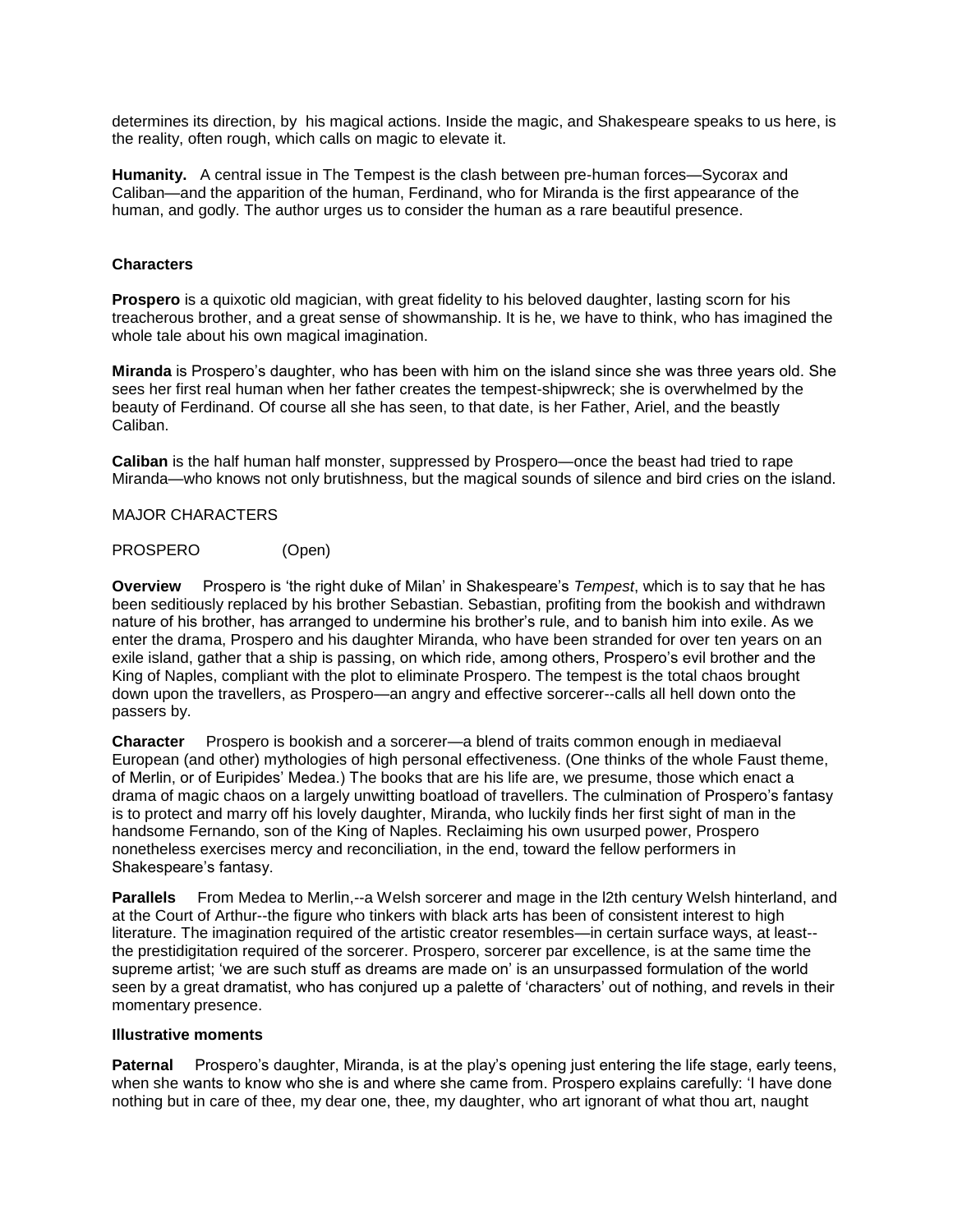determines its direction, by his magical actions. Inside the magic, and Shakespeare speaks to us here, is the reality, often rough, which calls on magic to elevate it.

**Humanity.** A central issue in The Tempest is the clash between pre-human forces—Sycorax and Caliban—and the apparition of the human, Ferdinand, who for Miranda is the first appearance of the human, and godly. The author urges us to consider the human as a rare beautiful presence.

### Characters

**Prospero** is a quixotic old magician, with great fidelity to his beloved daughter, lasting scorn for his treacherous brother, and a great sense of showmanship. It is he, we have to think, who has imagined the whole tale about his own magical imagination.

**Miranda** is Prospero's daughter, who has been with him on the island since she was three years old. She sees her first real human when her father creates the tempest-shipwreck; she is overwhelmed by the beauty of Ferdinand. Of course all she has seen, to that date, is her Father, Ariel, and the beastly Caliban.

**Caliban** is the half human half monster, suppressed by Prospero—once the beast had tried to rape Miranda—who knows not only brutishness, but the magical sounds of silence and bird cries on the island.

MAJOR CHARACTERS

PROSPERO (Open)

**Overview** Prospero is 'the right duke of Milan' in Shakespeare's *Tempest*, which is to say that he has been seditiously replaced by his brother Sebastian. Sebastian, profiting from the bookish and withdrawn nature of his brother, has arranged to undermine his brother's rule, and to banish him into exile. As we enter the drama, Prospero and his daughter Miranda, who have been stranded for over ten years on an exile island, gather that a ship is passing, on which ride, among others, Prospero's evil brother and the King of Naples, compliant with the plot to eliminate Prospero. The tempest is the total chaos brought down upon the travellers, as Prospero—an angry and effective sorcerer--calls all hell down onto the passers by.

**Character** Prospero is bookish and a sorcerer—a blend of traits common enough in mediaeval European (and other) mythologies of high personal effectiveness. (One thinks of the whole Faust theme, of Merlin, or of Euripides' Medea.) The books that are his life are, we presume, those which enact a drama of magic chaos on a largely unwitting boatload of travellers. The culmination of Prospero's fantasy is to protect and marry off his lovely daughter, Miranda, who luckily finds her first sight of man in the handsome Fernando, son of the King of Naples. Reclaiming his own usurped power, Prospero nonetheless exercises mercy and reconciliation, in the end, toward the fellow performers in Shakespeare's fantasy.

**Parallels** From Medea to Merlin,--a Welsh sorcerer and mage in the l2th century Welsh hinterland, and at the Court of Arthur--the figure who tinkers with black arts has been of consistent interest to high literature. The imagination required of the artistic creator resembles—in certain surface ways, at least--the prestidigitation required of the sorcerer. Prospero, sorcerer par excellence, is at the same time the supreme artist; 'we are such stuff as dreams are made on' is an unsurpassed formulation of the world seen by a great dramatist, who has conjured up a palette of 'characters' out of nothing, and revels in their momentary presence.

**Illustrative moments**

**Paternal** Prospero's daughter, Miranda, is at the play's opening just entering the life stage, early teens, when she wants to know who she is and where she came from. Prospero explains carefully: 'I have done nothing but in care of thee, my dear one, thee, my daughter, who art ignorant of what thou art, naught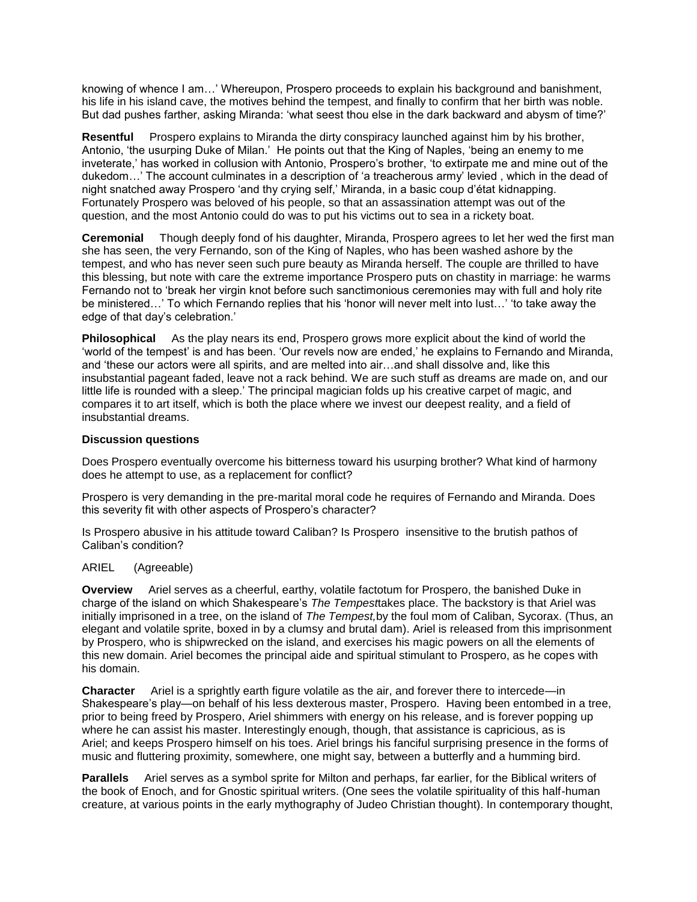knowing of whence I am…' Whereupon, Prospero proceeds to explain his background and banishment, his life in his island cave, the motives behind the tempest, and finally to confirm that her birth was noble. But dad pushes farther, asking Miranda: 'what seest thou else in the dark backward and abysm of time?'

**Resentful** Prospero explains to Miranda the dirty conspiracy launched against him by his brother, Antonio, 'the usurping Duke of Milan.' He points out that the King of Naples, 'being an enemy to me inveterate,' has worked in collusion with Antonio, Prospero's brother, 'to extirpate me and mine out of the dukedom…' The account culminates in a description of 'a treacherous army' levied , which in the dead of night snatched away Prospero 'and thy crying self,' Miranda, in a basic coup d'état kidnapping. Fortunately Prospero was beloved of his people, so that an assassination attempt was out of the question, and the most Antonio could do was to put his victims out to sea in a rickety boat.

**Ceremonial** Though deeply fond of his daughter, Miranda, Prospero agrees to let her wed the first man she has seen, the very Fernando, son of the King of Naples, who has been washed ashore by the tempest, and who has never seen such pure beauty as Miranda herself. The couple are thrilled to have this blessing, but note with care the extreme importance Prospero puts on chastity in marriage: he warms Fernando not to 'break her virgin knot before such sanctimonious ceremonies may with full and holy rite be ministered…' To which Fernando replies that his 'honor will never melt into lust…' 'to take away the edge of that day's celebration.'

**Philosophical** As the play nears its end, Prospero grows more explicit about the kind of world the 'world of the tempest' is and has been. 'Our revels now are ended,' he explains to Fernando and Miranda, and 'these our actors were all spirits, and are melted into air…and shall dissolve and, like this insubstantial pageant faded, leave not a rack behind. We are such stuff as dreams are made on, and our little life is rounded with a sleep.' The principal magician folds up his creative carpet of magic, and compares it to art itself, which is both the place where we invest our deepest reality, and a field of insubstantial dreams.

**Discussion questions**

Does Prospero eventually overcome his bitterness toward his usurping brother? What kind of harmony does he attempt to use, as a replacement for conflict?

Prospero is very demanding in the pre-marital moral code he requires of Fernando and Miranda. Does this severity fit with other aspects of Prospero's character?

Is Prospero abusive in his attitude toward Caliban? Is Prospero insensitive to the brutish pathos of Caliban's condition?

ARIEL (Agreeable)

**Overview** Ariel serves as a cheerful, earthy, volatile factotum for Prospero, the banished Duke in charge of the island on which Shakespeare's *The Tempest*takes place. The backstory is that Ariel was initially imprisoned in a tree, on the island of *The Tempest,*by the foul mom of Caliban, Sycorax. (Thus, an elegant and volatile sprite, boxed in by a clumsy and brutal dam). Ariel is released from this imprisonment by Prospero, who is shipwrecked on the island, and exercises his magic powers on all the elements of this new domain. Ariel becomes the principal aide and spiritual stimulant to Prospero, as he copes with his domain.

**Character** Ariel is a sprightly earth figure volatile as the air, and forever there to intercede—in Shakespeare's play—on behalf of his less dexterous master, Prospero. Having been entombed in a tree, prior to being freed by Prospero, Ariel shimmers with energy on his release, and is forever popping up where he can assist his master. Interestingly enough, though, that assistance is capricious, as is Ariel; and keeps Prospero himself on his toes. Ariel brings his fanciful surprising presence in the forms of music and fluttering proximity, somewhere, one might say, between a butterfly and a humming bird.

**Parallels** Ariel serves as a symbol sprite for Milton and perhaps, far earlier, for the Biblical writers of the book of Enoch, and for Gnostic spiritual writers. (One sees the volatile spirituality of this half-human creature, at various points in the early mythography of Judeo Christian thought). In contemporary thought,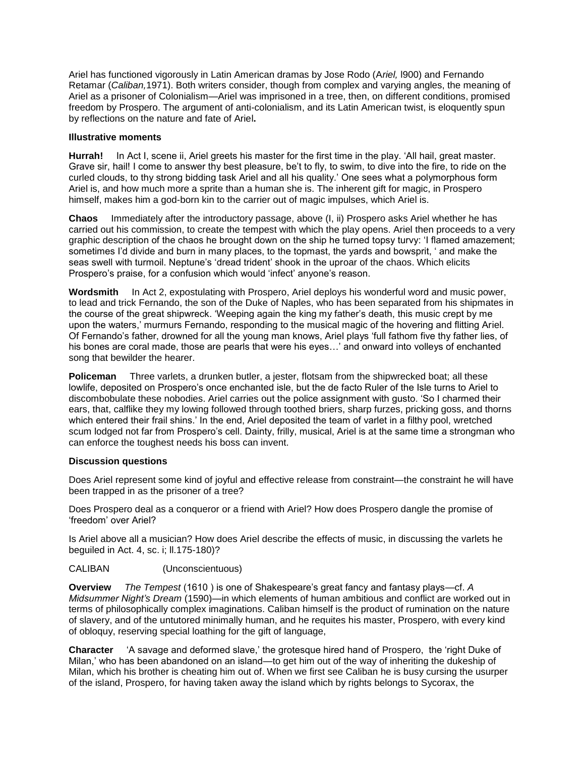Ariel has functioned vigorously in Latin American dramas by Jose Rodo (*Ariel,* l900) and Fernando Retamar (*Caliban,*1971). Both writers consider, though from complex and varying angles, the meaning of Ariel as a prisoner of Colonialism—Ariel was imprisoned in a tree, then, on different conditions, promised freedom by Prospero. The argument of anti-colonialism, and its Latin American twist, is eloquently spun by reflections on the nature and fate of Ariel**.**

**Illustrative moments**

**Hurrah!** In Act I, scene ii, Ariel greets his master for the first time in the play. 'All hail, great master. Grave sir, hail! I come to answer thy best pleasure, be't to fly, to swim, to dive into the fire, to ride on the curled clouds, to thy strong bidding task Ariel and all his quality.' One sees what a polymorphous form Ariel is, and how much more a sprite than a human she is. The inherent gift for magic, in Prospero himself, makes him a god-born kin to the carrier out of magic impulses, which Ariel is.

**Chaos** Immediately after the introductory passage, above (I, ii) Prospero asks Ariel whether he has carried out his commission, to create the tempest with which the play opens. Ariel then proceeds to a very graphic description of the chaos he brought down on the ship he turned topsy turvy: 'I flamed amazement; sometimes I'd divide and burn in many places, to the topmast, the yards and bowsprit, ' and make the seas swell with turmoil. Neptune's 'dread trident' shook in the uproar of the chaos. Which elicits Prospero's praise, for a confusion which would 'infect' anyone's reason.

**Wordsmith** In Act 2, expostulating with Prospero, Ariel deploys his wonderful word and music power, to lead and trick Fernando, the son of the Duke of Naples, who has been separated from his shipmates in the course of the great shipwreck. 'Weeping again the king my father's death, this music crept by me upon the waters,' murmurs Fernando, responding to the musical magic of the hovering and flitting Ariel. Of Fernando's father, drowned for all the young man knows, Ariel plays 'full fathom five thy father lies, of his bones are coral made, those are pearls that were his eyes…' and onward into volleys of enchanted song that bewilder the hearer.

**Policeman** Three varlets, a drunken butler, a jester, flotsam from the shipwrecked boat; all these lowlife, deposited on Prospero's once enchanted isle, but the de facto Ruler of the Isle turns to Ariel to discombobulate these nobodies. Ariel carries out the police assignment with gusto. 'So I charmed their ears, that, calflike they my lowing followed through toothed briers, sharp furzes, pricking goss, and thorns which entered their frail shins.' In the end, Ariel deposited the team of varlet in a filthy pool, wretched scum lodged not far from Prospero's cell. Dainty, frilly, musical, Ariel is at the same time a strongman who can enforce the toughest needs his boss can invent.

**Discussion questions**

Does Ariel represent some kind of joyful and effective release from constraint—the constraint he will have been trapped in as the prisoner of a tree?

Does Prospero deal as a conqueror or a friend with Ariel? How does Prospero dangle the promise of 'freedom' over Ariel?

Is Ariel above all a musician? How does Ariel describe the effects of music, in discussing the varlets he beguiled in Act. 4, sc. i; ll.175-180)?

CALIBAN (Unconscientuous)

**Overview** *The Tempest* (1610 ) is one of Shakespeare's great fancy and fantasy plays—cf. *A Midsummer Night's Dream* (1590)—in which elements of human ambitious and conflict are worked out in terms of philosophically complex imaginations. Caliban himself is the product of rumination on the nature of slavery, and of the untutored minimally human, and he requites his master, Prospero, with every kind of obloquy, reserving special loathing for the gift of language,

**Character** 'A savage and deformed slave,' the grotesque hired hand of Prospero, the 'right Duke of Milan,' who has been abandoned on an island—to get him out of the way of inheriting the dukeship of Milan, which his brother is cheating him out of. When we first see Caliban he is busy cursing the usurper of the island, Prospero, for having taken away the island which by rights belongs to Sycorax, the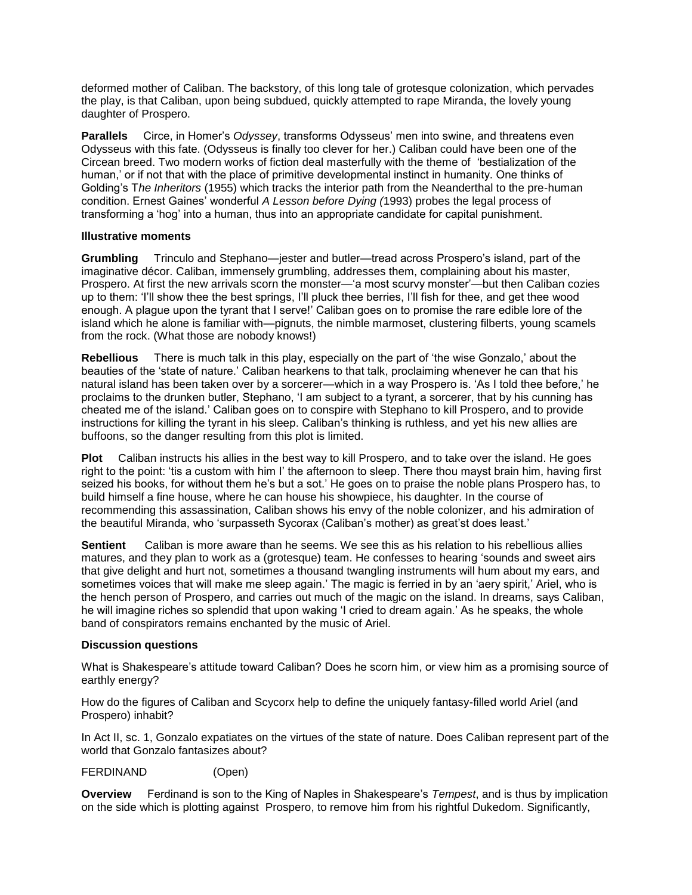deformed mother of Caliban. The backstory, of this long tale of grotesque colonization, which pervades the play, is that Caliban, upon being subdued, quickly attempted to rape Miranda, the lovely young daughter of Prospero.

**Parallels** Circe, in Homer's *Odyssey*, transforms Odysseus' men into swine, and threatens even Odysseus with this fate. (Odysseus is finally too clever for her.) Caliban could have been one of the Circean breed. Two modern works of fiction deal masterfully with the theme of 'bestialization of the human,' or if not that with the place of primitive developmental instinct in humanity. One thinks of Golding's T*he Inheritors* (1955) which tracks the interior path from the Neanderthal to the pre-human condition. Ernest Gaines' wonderful *A Lesson before Dying (*1993) probes the legal process of transforming a 'hog' into a human, thus into an appropriate candidate for capital punishment.

**Illustrative moments**

**Grumbling** Trinculo and Stephano—jester and butler—tread across Prospero's island, part of the imaginative décor. Caliban, immensely grumbling, addresses them, complaining about his master, Prospero. At first the new arrivals scorn the monster—'a most scurvy monster'—but then Caliban cozies up to them: 'I'll show thee the best springs, I'll pluck thee berries, I'll fish for thee, and get thee wood enough. A plague upon the tyrant that I serve!' Caliban goes on to promise the rare edible lore of the island which he alone is familiar with—pignuts, the nimble marmoset, clustering filberts, young scamels from the rock. (What those are nobody knows!)

**Rebellious** There is much talk in this play, especially on the part of 'the wise Gonzalo,' about the beauties of the 'state of nature.' Caliban hearkens to that talk, proclaiming whenever he can that his natural island has been taken over by a sorcerer—which in a way Prospero is. 'As I told thee before,' he proclaims to the drunken butler, Stephano, 'I am subject to a tyrant, a sorcerer, that by his cunning has cheated me of the island.' Caliban goes on to conspire with Stephano to kill Prospero, and to provide instructions for killing the tyrant in his sleep. Caliban's thinking is ruthless, and yet his new allies are buffoons, so the danger resulting from this plot is limited.

**Plot** Caliban instructs his allies in the best way to kill Prospero, and to take over the island. He goes right to the point: 'tis a custom with him I' the afternoon to sleep. There thou mayst brain him, having first seized his books, for without them he's but a sot.' He goes on to praise the noble plans Prospero has, to build himself a fine house, where he can house his showpiece, his daughter. In the course of recommending this assassination, Caliban shows his envy of the noble colonizer, and his admiration of the beautiful Miranda, who 'surpasseth Sycorax (Caliban's mother) as great'st does least.'

**Sentient** Caliban is more aware than he seems. We see this as his relation to his rebellious allies matures, and they plan to work as a (grotesque) team. He confesses to hearing 'sounds and sweet airs that give delight and hurt not, sometimes a thousand twangling instruments will hum about my ears, and sometimes voices that will make me sleep again.' The magic is ferried in by an 'aery spirit,' Ariel, who is the hench person of Prospero, and carries out much of the magic on the island. In dreams, says Caliban, he will imagine riches so splendid that upon waking 'I cried to dream again.' As he speaks, the whole band of conspirators remains enchanted by the music of Ariel.

**Discussion questions**

What is Shakespeare's attitude toward Caliban? Does he scorn him, or view him as a promising source of earthly energy?

How do the figures of Caliban and Scycorx help to define the uniquely fantasy-filled world Ariel (and Prospero) inhabit?

In Act II, sc. 1, Gonzalo expatiates on the virtues of the state of nature. Does Caliban represent part of the world that Gonzalo fantasizes about?

FERDINAND (Open)

**Overview** Ferdinand is son to the King of Naples in Shakespeare's *Tempest*, and is thus by implication on the side which is plotting against Prospero, to remove him from his rightful Dukedom. Significantly,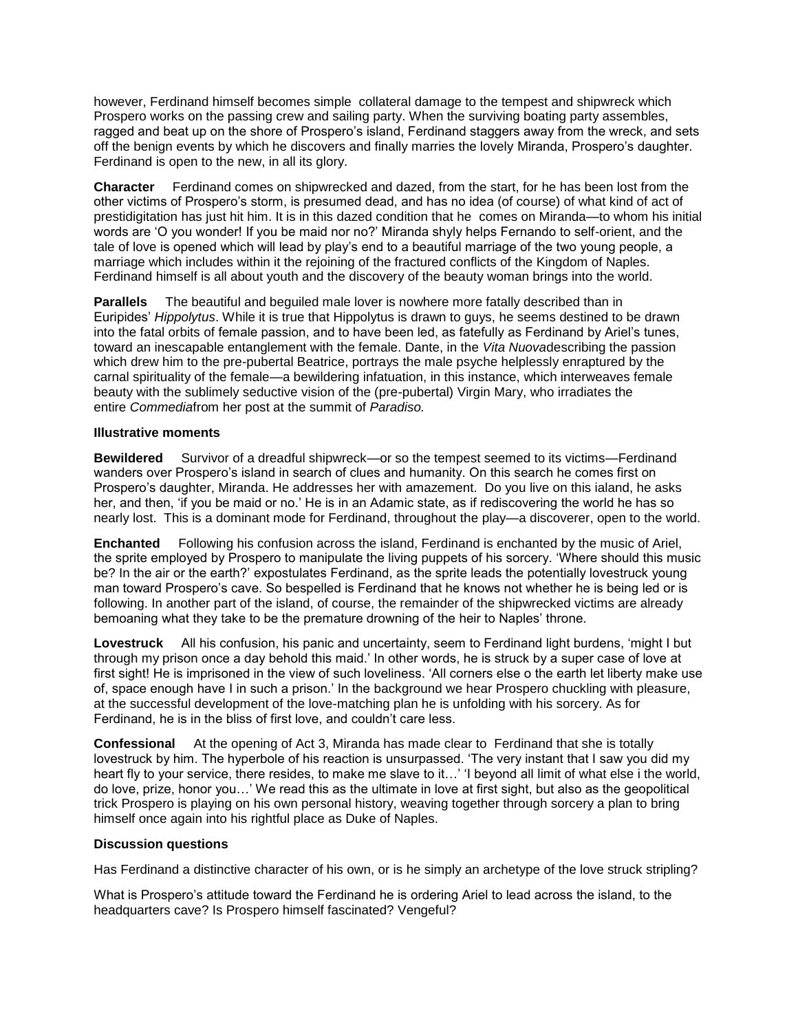however, Ferdinand himself becomes simple collateral damage to the tempest and shipwreck which Prospero works on the passing crew and sailing party. When the surviving boating party assembles, ragged and beat up on the shore of Prospero's island, Ferdinand staggers away from the wreck, and sets off the benign events by which he discovers and finally marries the lovely Miranda, Prospero's daughter. Ferdinand is open to the new, in all its glory.

**Character** Ferdinand comes on shipwrecked and dazed, from the start, for he has been lost from the other victims of Prospero's storm, is presumed dead, and has no idea (of course) of what kind of act of prestidigitation has just hit him. It is in this dazed condition that he comes on Miranda—to whom his initial words are 'O you wonder! If you be maid nor no?' Miranda shyly helps Fernando to self-orient, and the tale of love is opened which will lead by play's end to a beautiful marriage of the two young people, a marriage which includes within it the rejoining of the fractured conflicts of the Kingdom of Naples. Ferdinand himself is all about youth and the discovery of the beauty woman brings into the world.

**Parallels** The beautiful and beguiled male lover is nowhere more fatally described than in Euripides' *Hippolytus*. While it is true that Hippolytus is drawn to guys, he seems destined to be drawn into the fatal orbits of female passion, and to have been led, as fatefully as Ferdinand by Ariel's tunes, toward an inescapable entanglement with the female. Dante, in the *Vita Nuova*describing the passion which drew him to the pre-pubertal Beatrice, portrays the male psyche helplessly enraptured by the carnal spirituality of the female—a bewildering infatuation, in this instance, which interweaves female beauty with the sublimely seductive vision of the (pre-pubertal) Virgin Mary, who irradiates the entire *Commedia*from her post at the summit of *Paradiso.*

**Illustrative moments**

**Bewildered** Survivor of a dreadful shipwreck—or so the tempest seemed to its victims—Ferdinand wanders over Prospero's island in search of clues and humanity. On this search he comes first on Prospero's daughter, Miranda. He addresses her with amazement. Do you live on this ialand, he asks her, and then, 'if you be maid or no.' He is in an Adamic state, as if rediscovering the world he has so nearly lost. This is a dominant mode for Ferdinand, throughout the play—a discoverer, open to the world.

**Enchanted** Following his confusion across the island, Ferdinand is enchanted by the music of Ariel, the sprite employed by Prospero to manipulate the living puppets of his sorcery. 'Where should this music be? In the air or the earth?' expostulates Ferdinand, as the sprite leads the potentially lovestruck young man toward Prospero's cave. So bespelled is Ferdinand that he knows not whether he is being led or is following. In another part of the island, of course, the remainder of the shipwrecked victims are already bemoaning what they take to be the premature drowning of the heir to Naples' throne.

**Lovestruck** All his confusion, his panic and uncertainty, seem to Ferdinand light burdens, 'might I but through my prison once a day behold this maid.' In other words, he is struck by a super case of love at first sight! He is imprisoned in the view of such loveliness. 'All corners else o the earth let liberty make use of, space enough have I in such a prison.' In the background we hear Prospero chuckling with pleasure, at the successful development of the love-matching plan he is unfolding with his sorcery. As for Ferdinand, he is in the bliss of first love, and couldn't care less.

**Confessional** At the opening of Act 3, Miranda has made clear to Ferdinand that she is totally lovestruck by him. The hyperbole of his reaction is unsurpassed. 'The very instant that I saw you did my heart fly to your service, there resides, to make me slave to it…' 'I beyond all limit of what else i the world, do love, prize, honor you…' We read this as the ultimate in love at first sight, but also as the geopolitical trick Prospero is playing on his own personal history, weaving together through sorcery a plan to bring himself once again into his rightful place as Duke of Naples.

**Discussion questions**

Has Ferdinand a distinctive character of his own, or is he simply an archetype of the love struck stripling?

What is Prospero's attitude toward the Ferdinand he is ordering Ariel to lead across the island, to the headquarters cave? Is Prospero himself fascinated? Vengeful?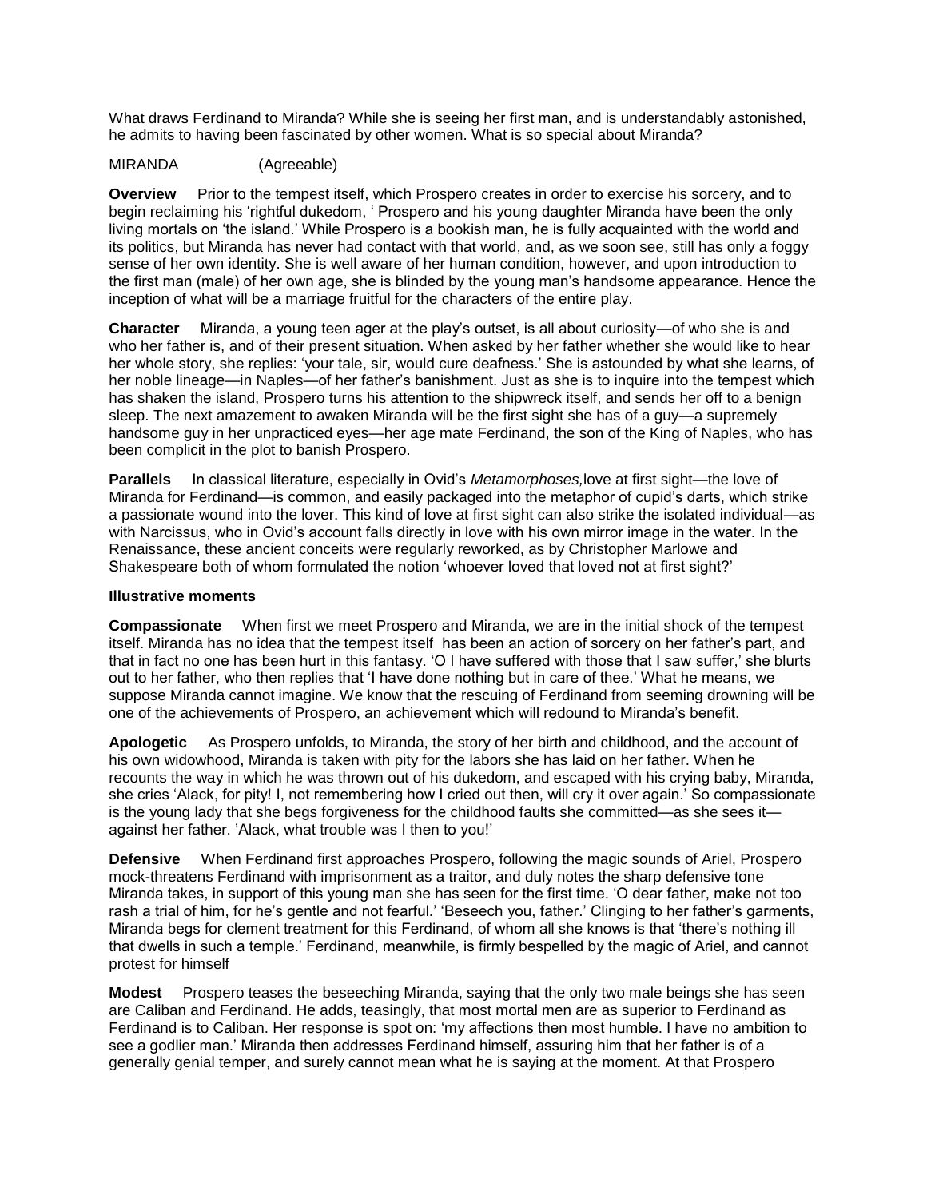What draws Ferdinand to Miranda? While she is seeing her first man, and is understandably astonished, he admits to having been fascinated by other women. What is so special about Miranda?

MIRANDA (Agreeable)

**Overview** Prior to the tempest itself, which Prospero creates in order to exercise his sorcery, and to begin reclaiming his 'rightful dukedom, ' Prospero and his young daughter Miranda have been the only living mortals on 'the island.' While Prospero is a bookish man, he is fully acquainted with the world and its politics, but Miranda has never had contact with that world, and, as we soon see, still has only a foggy sense of her own identity. She is well aware of her human condition, however, and upon introduction to the first man (male) of her own age, she is blinded by the young man's handsome appearance. Hence the inception of what will be a marriage fruitful for the characters of the entire play.

**Character** Miranda, a young teen ager at the play's outset, is all about curiosity—of who she is and who her father is, and of their present situation. When asked by her father whether she would like to hear her whole story, she replies: 'your tale, sir, would cure deafness.' She is astounded by what she learns, of her noble lineage—in Naples—of her father's banishment. Just as she is to inquire into the tempest which has shaken the island, Prospero turns his attention to the shipwreck itself, and sends her off to a benign sleep. The next amazement to awaken Miranda will be the first sight she has of a guy—a supremely handsome guy in her unpracticed eyes—her age mate Ferdinand, the son of the King of Naples, who has been complicit in the plot to banish Prospero.

**Parallels** In classical literature, especially in Ovid's *Metamorphoses,*love at first sight—the love of Miranda for Ferdinand—is common, and easily packaged into the metaphor of cupid's darts, which strike a passionate wound into the lover. This kind of love at first sight can also strike the isolated individual—as with Narcissus, who in Ovid's account falls directly in love with his own mirror image in the water. In the Renaissance, these ancient conceits were regularly reworked, as by Christopher Marlowe and Shakespeare both of whom formulated the notion 'whoever loved that loved not at first sight?'

**Illustrative moments**

**Compassionate** When first we meet Prospero and Miranda, we are in the initial shock of the tempest itself. Miranda has no idea that the tempest itself has been an action of sorcery on her father's part, and that in fact no one has been hurt in this fantasy. 'O I have suffered with those that I saw suffer,' she blurts out to her father, who then replies that 'I have done nothing but in care of thee.' What he means, we suppose Miranda cannot imagine. We know that the rescuing of Ferdinand from seeming drowning will be one of the achievements of Prospero, an achievement which will redound to Miranda's benefit.

**Apologetic** As Prospero unfolds, to Miranda, the story of her birth and childhood, and the account of his own widowhood, Miranda is taken with pity for the labors she has laid on her father. When he recounts the way in which he was thrown out of his dukedom, and escaped with his crying baby, Miranda, she cries 'Alack, for pity! I, not remembering how I cried out then, will cry it over again.' So compassionate is the young lady that she begs forgiveness for the childhood faults she committed—as she sees it—against her father. 'Alack, what trouble was I then to you!'

**Defensive** When Ferdinand first approaches Prospero, following the magic sounds of Ariel, Prospero mock-threatens Ferdinand with imprisonment as a traitor, and duly notes the sharp defensive tone Miranda takes, in support of this young man she has seen for the first time. 'O dear father, make not too rash a trial of him, for he's gentle and not fearful.' 'Beseech you, father.' Clinging to her father's garments, Miranda begs for clement treatment for this Ferdinand, of whom all she knows is that 'there's nothing ill that dwells in such a temple.' Ferdinand, meanwhile, is firmly bespelled by the magic of Ariel, and cannot protest for himself

**Modest** Prospero teases the beseeching Miranda, saying that the only two male beings she has seen are Caliban and Ferdinand. He adds, teasingly, that most mortal men are as superior to Ferdinand as Ferdinand is to Caliban. Her response is spot on: 'my affections then most humble. I have no ambition to see a godlier man.' Miranda then addresses Ferdinand himself, assuring him that her father is of a generally genial temper, and surely cannot mean what he is saying at the moment. At that Prospero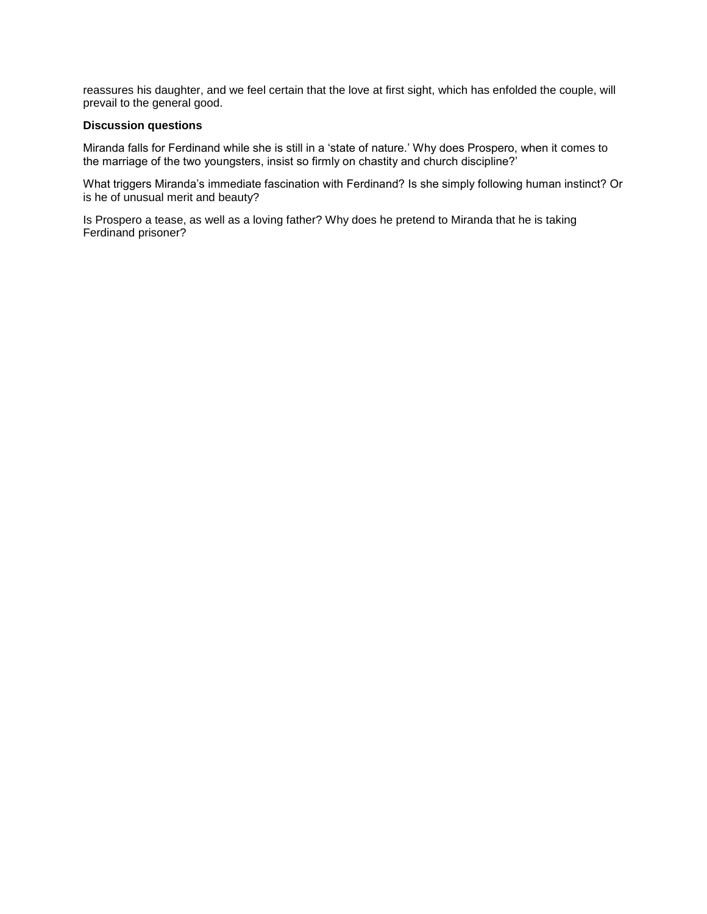reassures his daughter, and we feel certain that the love at first sight, which has enfolded the couple, will prevail to the general good.

**Discussion questions**

Miranda falls for Ferdinand while she is still in a 'state of nature.' Why does Prospero, when it comes to the marriage of the two youngsters, insist so firmly on chastity and church discipline?'

What triggers Miranda's immediate fascination with Ferdinand? Is she simply following human instinct? Or is he of unusual merit and beauty?

Is Prospero a tease, as well as a loving father? Why does he pretend to Miranda that he is taking Ferdinand prisoner?